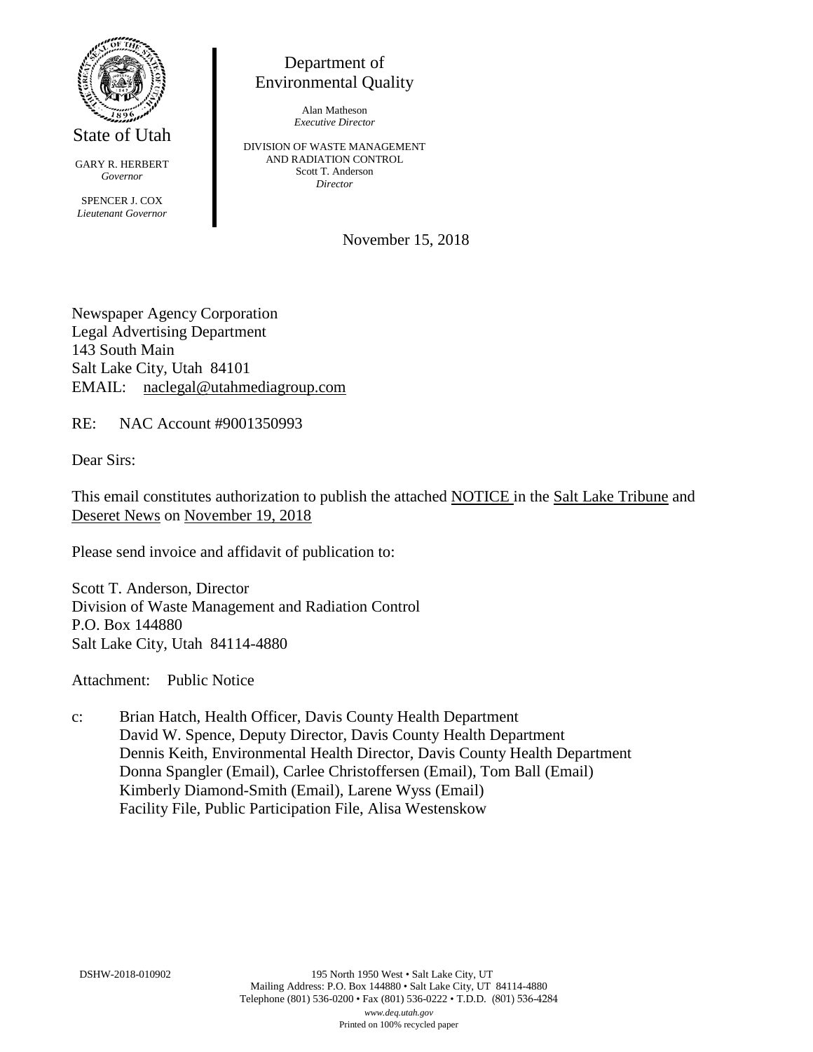State of Utah

GARY R. HERBERT
*Governor*

SPENCER J. COX
*Lieutenant Governor*

Department of Environmental Quality

Alan Matheson
*Executive Director*

DIVISION OF WASTE MANAGEMENT AND RADIATION CONTROL
Scott T. Anderson
*Director*

November 15, 2018

Newspaper Agency Corporation
Legal Advertising Department
143 South Main
Salt Lake City, Utah 84101
EMAIL: naclegal@utahmediagroup.com

RE: NAC Account #9001350993

Dear Sirs:

This email constitutes authorization to publish the attached NOTICE in the Salt Lake Tribune and Deseret News on November 19, 2018

Please send invoice and affidavit of publication to:

Scott T. Anderson, Director
Division of Waste Management and Radiation Control
P.O. Box 144880
Salt Lake City, Utah 84114-4880

Attachment: Public Notice

c: Brian Hatch, Health Officer, Davis County Health Department
David W. Spence, Deputy Director, Davis County Health Department
Dennis Keith, Environmental Health Director, Davis County Health Department
Donna Spangler (Email), Carlee Christoffersen (Email), Tom Ball (Email)
Kimberly Diamond-Smith (Email), Larene Wyss (Email)
Facility File, Public Participation File, Alisa Westenskow

DSHW-2018-010902

195 North 1950 West • Salt Lake City, UT
Mailing Address: P.O. Box 144880 • Salt Lake City, UT 84114-4880
Telephone (801) 536-0200 • Fax (801) 536-0222 • T.D.D. (801) 536-4284
*www.deq.utah.gov*
Printed on 100% recycled paper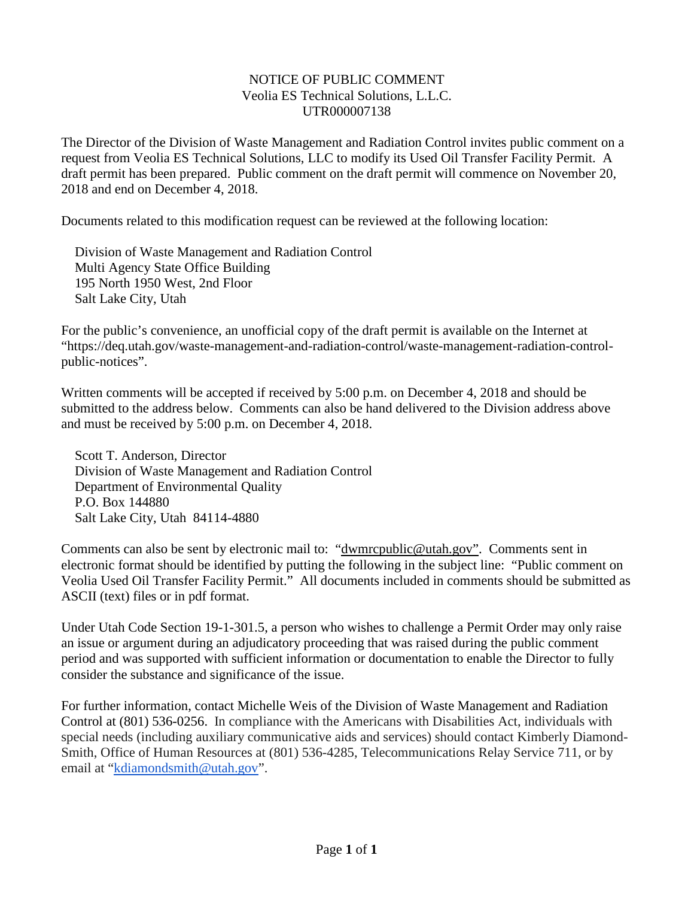NOTICE OF PUBLIC COMMENT
Veolia ES Technical Solutions, L.L.C.
UTR000007138

The Director of the Division of Waste Management and Radiation Control invites public comment on a request from Veolia ES Technical Solutions, LLC to modify its Used Oil Transfer Facility Permit. A draft permit has been prepared. Public comment on the draft permit will commence on November 20, 2018 and end on December 4, 2018.

Documents related to this modification request can be reviewed at the following location:

Division of Waste Management and Radiation Control
Multi Agency State Office Building
195 North 1950 West, 2nd Floor
Salt Lake City, Utah

For the public's convenience, an unofficial copy of the draft permit is available on the Internet at "https://deq.utah.gov/waste-management-and-radiation-control/waste-management-radiation-control-public-notices".

Written comments will be accepted if received by 5:00 p.m. on December 4, 2018 and should be submitted to the address below. Comments can also be hand delivered to the Division address above and must be received by 5:00 p.m. on December 4, 2018.

Scott T. Anderson, Director
Division of Waste Management and Radiation Control
Department of Environmental Quality
P.O. Box 144880
Salt Lake City, Utah 84114-4880

Comments can also be sent by electronic mail to: "dwmrcpublic@utah.gov". Comments sent in electronic format should be identified by putting the following in the subject line: "Public comment on Veolia Used Oil Transfer Facility Permit." All documents included in comments should be submitted as ASCII (text) files or in pdf format.

Under Utah Code Section 19-1-301.5, a person who wishes to challenge a Permit Order may only raise an issue or argument during an adjudicatory proceeding that was raised during the public comment period and was supported with sufficient information or documentation to enable the Director to fully consider the substance and significance of the issue.

For further information, contact Michelle Weis of the Division of Waste Management and Radiation Control at (801) 536-0256. In compliance with the Americans with Disabilities Act, individuals with special needs (including auxiliary communicative aids and services) should contact Kimberly Diamond-Smith, Office of Human Resources at (801) 536-4285, Telecommunications Relay Service 711, or by email at "kdiamondsmith@utah.gov".